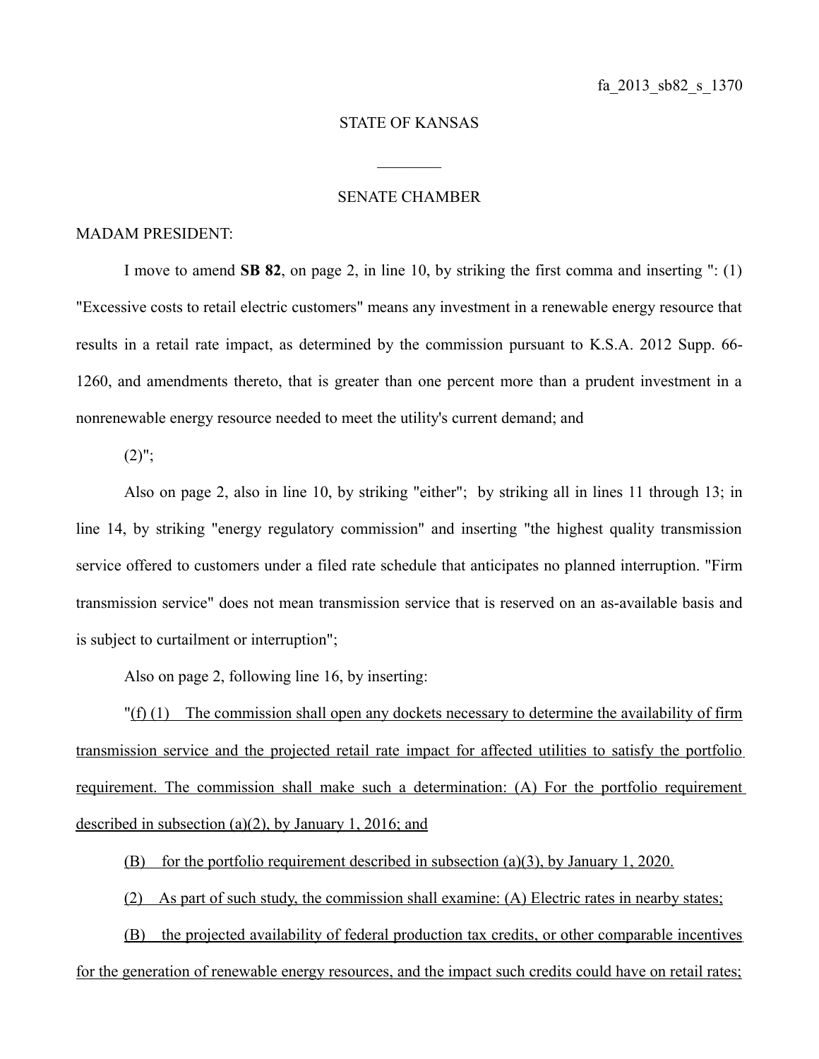fa_2013_sb82_s_1370

STATE OF KANSAS

________

SENATE CHAMBER

MADAM PRESIDENT:

I move to amend **SB 82**, on page 2, in line 10, by striking the first comma and inserting ": (1) "Excessive costs to retail electric customers" means any investment in a renewable energy resource that results in a retail rate impact, as determined by the commission pursuant to K.S.A. 2012 Supp. 66-1260, and amendments thereto, that is greater than one percent more than a prudent investment in a nonrenewable energy resource needed to meet the utility's current demand; and

(2)";

Also on page 2, also in line 10, by striking "either"; by striking all in lines 11 through 13; in line 14, by striking "energy regulatory commission" and inserting "the highest quality transmission service offered to customers under a filed rate schedule that anticipates no planned interruption. "Firm transmission service" does not mean transmission service that is reserved on an as-available basis and is subject to curtailment or interruption";

Also on page 2, following line 16, by inserting:

"<u>(f) (1) The commission shall open any dockets necessary to determine the availability of firm transmission service and the projected retail rate impact for affected utilities to satisfy the portfolio requirement. The commission shall make such a determination: (A) For the portfolio requirement described in subsection (a)(2), by January 1, 2016; and</u>

<u>(B) for the portfolio requirement described in subsection (a)(3), by January 1, 2020.</u>

<u>(2) As part of such study, the commission shall examine: (A) Electric rates in nearby states;</u>

<u>(B) the projected availability of federal production tax credits, or other comparable incentives for the generation of renewable energy resources, and the impact such credits could have on retail rates;</u>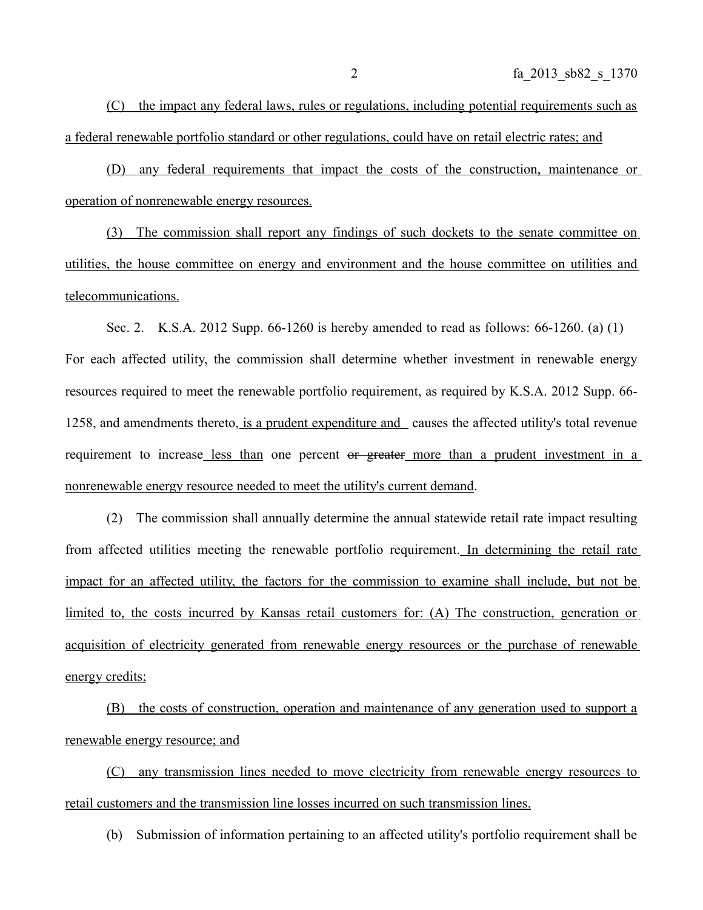(C) the impact any federal laws, rules or regulations, including potential requirements such as a federal renewable portfolio standard or other regulations, could have on retail electric rates; and

(D) any federal requirements that impact the costs of the construction, maintenance or operation of nonrenewable energy resources.

(3) The commission shall report any findings of such dockets to the senate committee on utilities, the house committee on energy and environment and the house committee on utilities and telecommunications.

Sec. 2. K.S.A. 2012 Supp. 66-1260 is hereby amended to read as follows: 66-1260. (a) (1) For each affected utility, the commission shall determine whether investment in renewable energy resources required to meet the renewable portfolio requirement, as required by K.S.A. 2012 Supp. 66-1258, and amendments thereto, is a prudent expenditure and causes the affected utility's total revenue requirement to increase less than one percent ~~or greater~~ more than a prudent investment in a nonrenewable energy resource needed to meet the utility's current demand.

(2) The commission shall annually determine the annual statewide retail rate impact resulting from affected utilities meeting the renewable portfolio requirement. In determining the retail rate impact for an affected utility, the factors for the commission to examine shall include, but not be limited to, the costs incurred by Kansas retail customers for: (A) The construction, generation or acquisition of electricity generated from renewable energy resources or the purchase of renewable energy credits;

(B) the costs of construction, operation and maintenance of any generation used to support a renewable energy resource; and

(C) any transmission lines needed to move electricity from renewable energy resources to retail customers and the transmission line losses incurred on such transmission lines.

(b) Submission of information pertaining to an affected utility's portfolio requirement shall be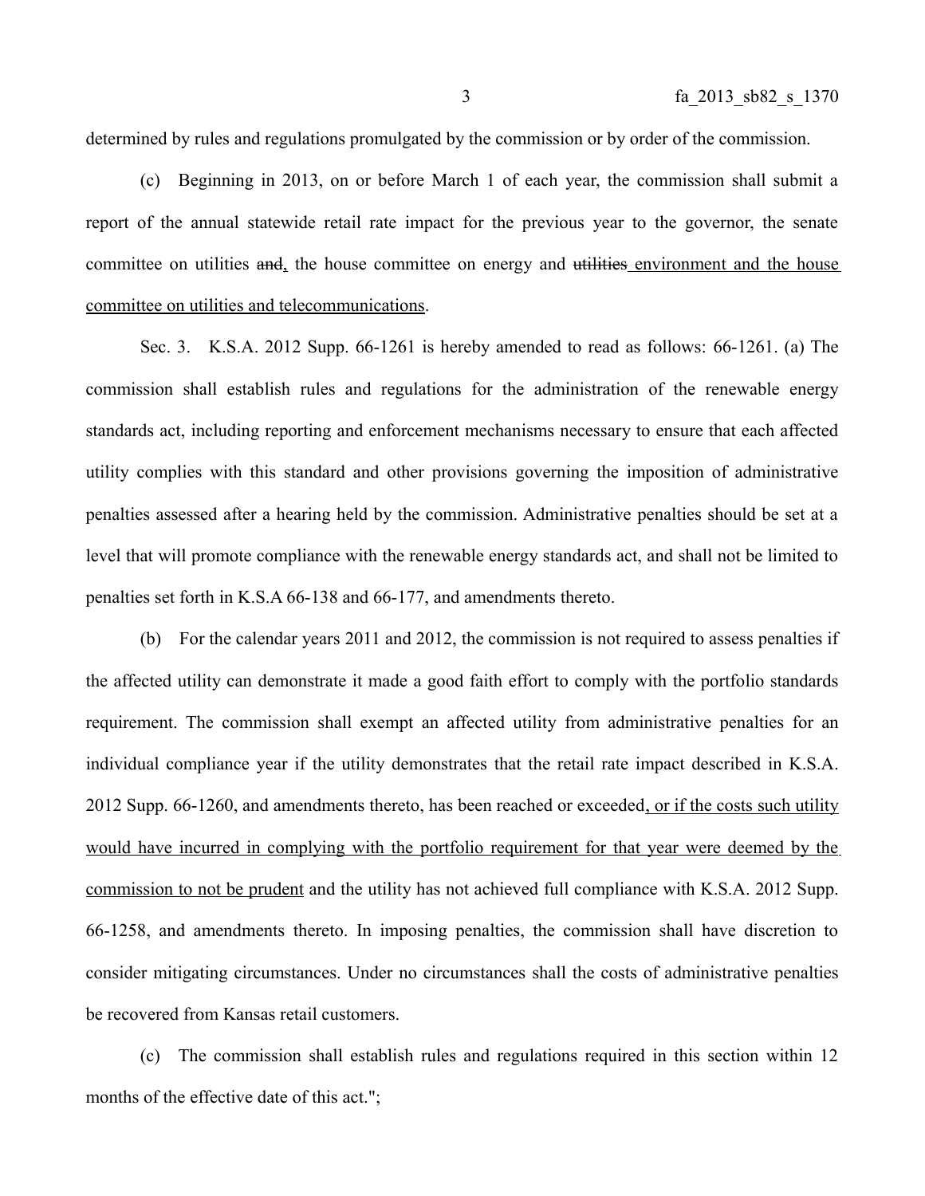determined by rules and regulations promulgated by the commission or by order of the commission.

(c) Beginning in 2013, on or before March 1 of each year, the commission shall submit a report of the annual statewide retail rate impact for the previous year to the governor, the senate committee on utilities ~~and~~, the house committee on energy and ~~utilities~~ environment and the house committee on utilities and telecommunications.

Sec. 3. K.S.A. 2012 Supp. 66-1261 is hereby amended to read as follows: 66-1261. (a) The commission shall establish rules and regulations for the administration of the renewable energy standards act, including reporting and enforcement mechanisms necessary to ensure that each affected utility complies with this standard and other provisions governing the imposition of administrative penalties assessed after a hearing held by the commission. Administrative penalties should be set at a level that will promote compliance with the renewable energy standards act, and shall not be limited to penalties set forth in K.S.A 66-138 and 66-177, and amendments thereto.

(b) For the calendar years 2011 and 2012, the commission is not required to assess penalties if the affected utility can demonstrate it made a good faith effort to comply with the portfolio standards requirement. The commission shall exempt an affected utility from administrative penalties for an individual compliance year if the utility demonstrates that the retail rate impact described in K.S.A. 2012 Supp. 66-1260, and amendments thereto, has been reached or exceeded, or if the costs such utility would have incurred in complying with the portfolio requirement for that year were deemed by the commission to not be prudent and the utility has not achieved full compliance with K.S.A. 2012 Supp. 66-1258, and amendments thereto. In imposing penalties, the commission shall have discretion to consider mitigating circumstances. Under no circumstances shall the costs of administrative penalties be recovered from Kansas retail customers.

(c) The commission shall establish rules and regulations required in this section within 12 months of the effective date of this act.";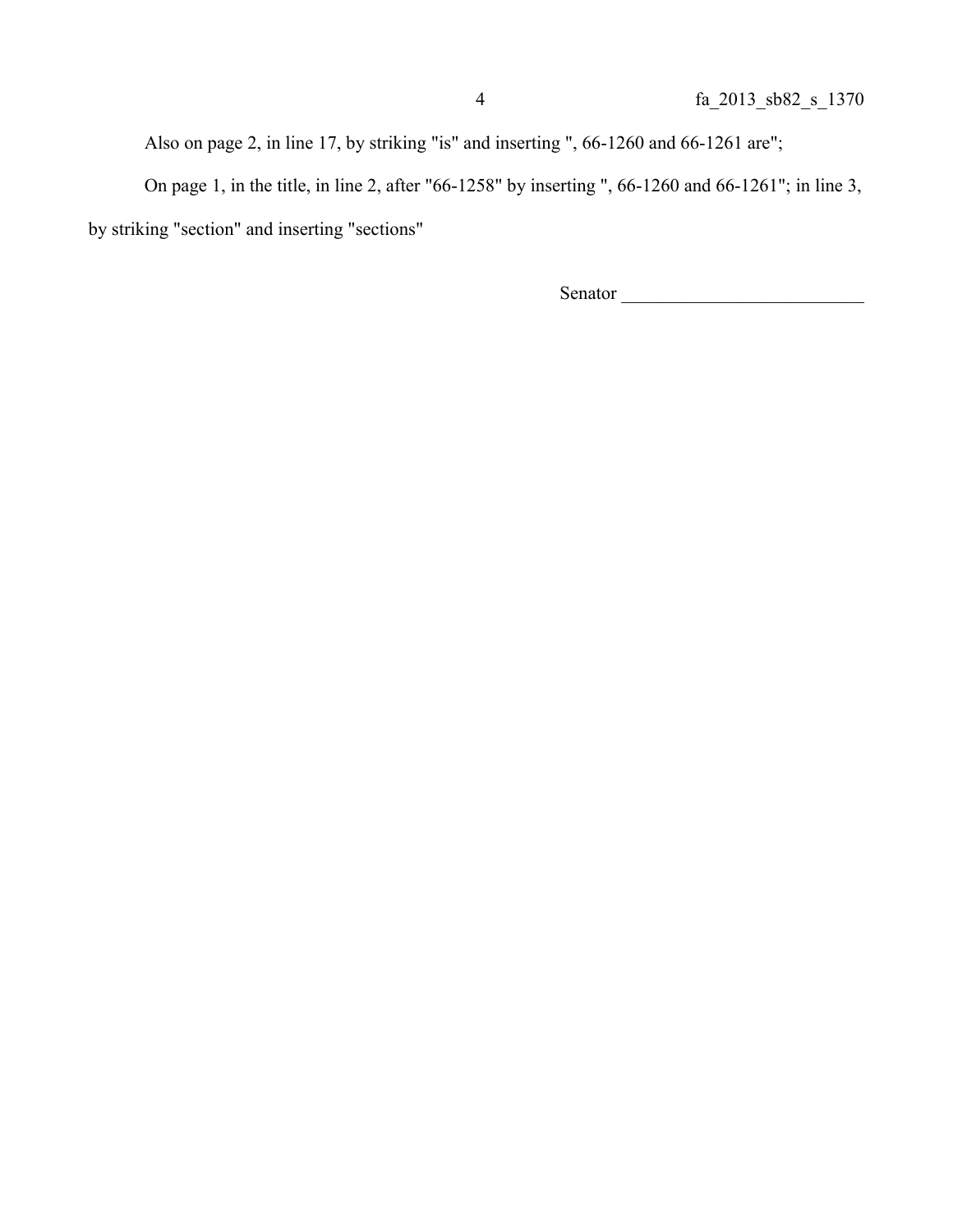Also on page 2, in line 17, by striking "is" and inserting ", 66-1260 and 66-1261 are";

On page 1, in the title, in line 2, after "66-1258" by inserting ", 66-1260 and 66-1261"; in line 3, by striking "section" and inserting "sections"

Senator ___________________________